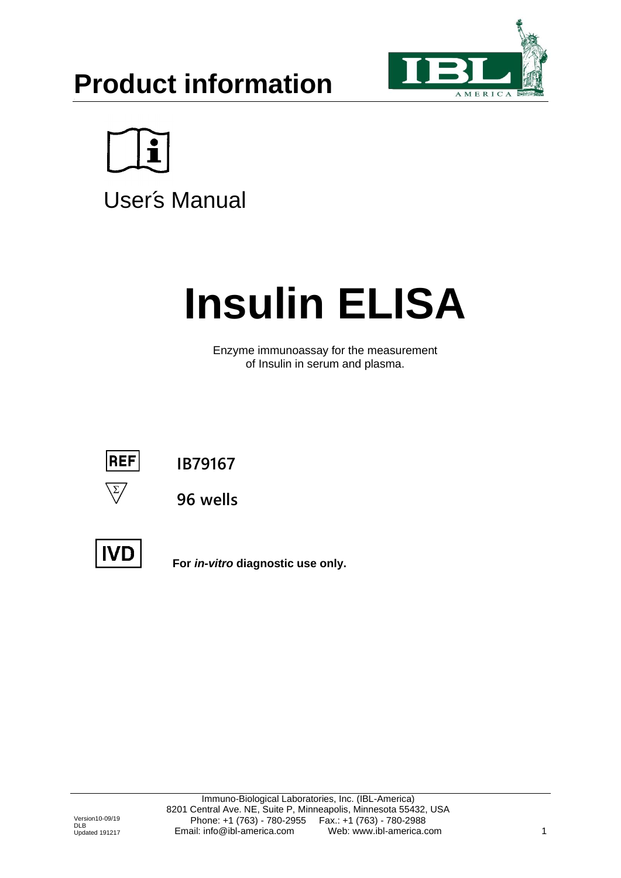# Product information

User´s Manual

# Insulin ELISA

Enzyme immunoassay for the measurement of Insulin in serum and plasma.

REF **IB79167**

Σ **96 wells**

IVD **For *in-vitro* diagnostic use only.**

Immuno-Biological Laboratories, Inc. (IBL-America)
8201 Central Ave. NE, Suite P, Minneapolis, Minnesota 55432, USA
Phone: +1 (763) - 780-2955 Fax.: +1 (763) - 780-2988
Email: info@ibl-america.com Web: www.ibl-america.com

Version10-09/19
DLB
Updated 191217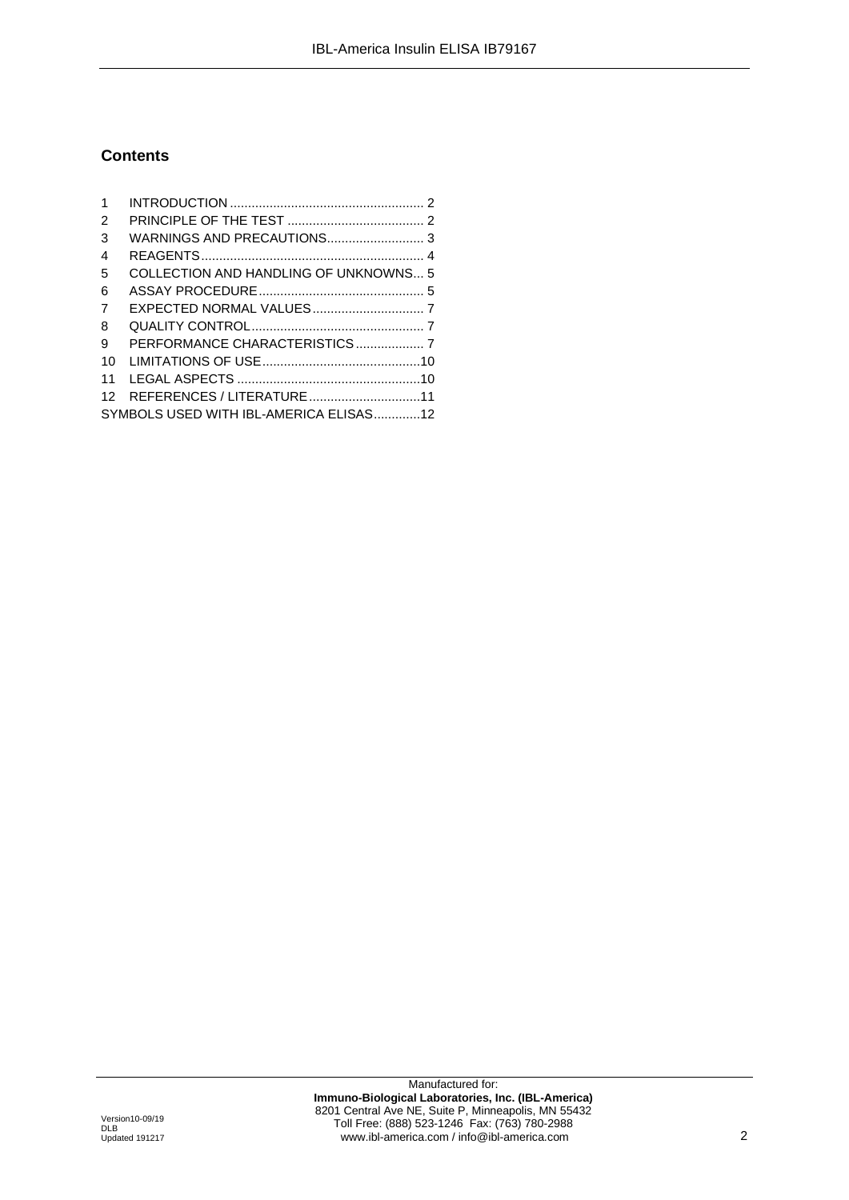## Contents

| | | |
|---|---|---|
| 1 | INTRODUCTION | 2 |
| 2 | PRINCIPLE OF THE TEST | 2 |
| 3 | WARNINGS AND PRECAUTIONS | 3 |
| 4 | REAGENTS | 4 |
| 5 | COLLECTION AND HANDLING OF UNKNOWNS | 5 |
| 6 | ASSAY PROCEDURE | 5 |
| 7 | EXPECTED NORMAL VALUES | 7 |
| 8 | QUALITY CONTROL | 7 |
| 9 | PERFORMANCE CHARACTERISTICS | 7 |
| 10 | LIMITATIONS OF USE | 10 |
| 11 | LEGAL ASPECTS | 10 |
| 12 | REFERENCES / LITERATURE | 11 |
| | SYMBOLS USED WITH IBL-AMERICA ELISAS | 12 |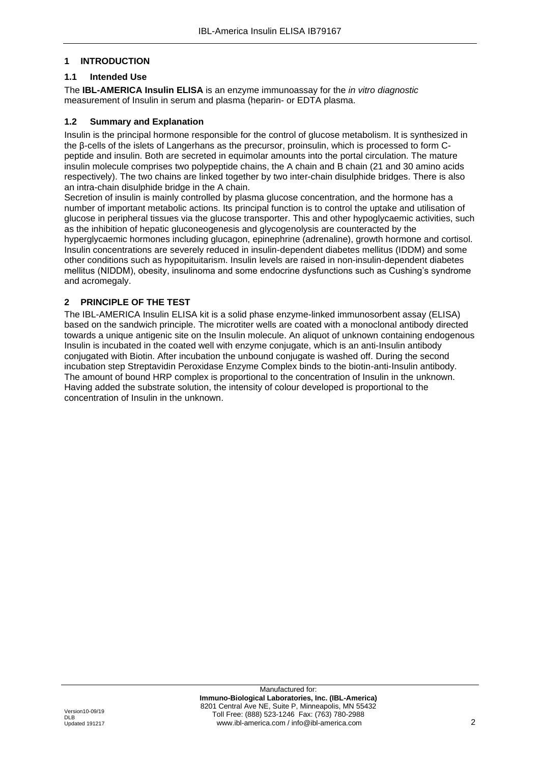# 1 INTRODUCTION

## 1.1 Intended Use

The **IBL-AMERICA Insulin ELISA** is an enzyme immunoassay for the *in vitro diagnostic* measurement of Insulin in serum and plasma (heparin- or EDTA plasma.

## 1.2 Summary and Explanation

Insulin is the principal hormone responsible for the control of glucose metabolism. It is synthesized in the β-cells of the islets of Langerhans as the precursor, proinsulin, which is processed to form C-peptide and insulin. Both are secreted in equimolar amounts into the portal circulation. The mature insulin molecule comprises two polypeptide chains, the A chain and B chain (21 and 30 amino acids respectively). The two chains are linked together by two inter-chain disulphide bridges. There is also an intra-chain disulphide bridge in the A chain.

Secretion of insulin is mainly controlled by plasma glucose concentration, and the hormone has a number of important metabolic actions. Its principal function is to control the uptake and utilisation of glucose in peripheral tissues via the glucose transporter. This and other hypoglycaemic activities, such as the inhibition of hepatic gluconeogenesis and glycogenolysis are counteracted by the hyperglycaemic hormones including glucagon, epinephrine (adrenaline), growth hormone and cortisol. Insulin concentrations are severely reduced in insulin-dependent diabetes mellitus (IDDM) and some other conditions such as hypopituitarism. Insulin levels are raised in non-insulin-dependent diabetes mellitus (NIDDM), obesity, insulinoma and some endocrine dysfunctions such as Cushing's syndrome and acromegaly.

# 2 PRINCIPLE OF THE TEST

The IBL-AMERICA Insulin ELISA kit is a solid phase enzyme-linked immunosorbent assay (ELISA) based on the sandwich principle. The microtiter wells are coated with a monoclonal antibody directed towards a unique antigenic site on the Insulin molecule. An aliquot of unknown containing endogenous Insulin is incubated in the coated well with enzyme conjugate, which is an anti-Insulin antibody conjugated with Biotin. After incubation the unbound conjugate is washed off. During the second incubation step Streptavidin Peroxidase Enzyme Complex binds to the biotin-anti-Insulin antibody. The amount of bound HRP complex is proportional to the concentration of Insulin in the unknown. Having added the substrate solution, the intensity of colour developed is proportional to the concentration of Insulin in the unknown.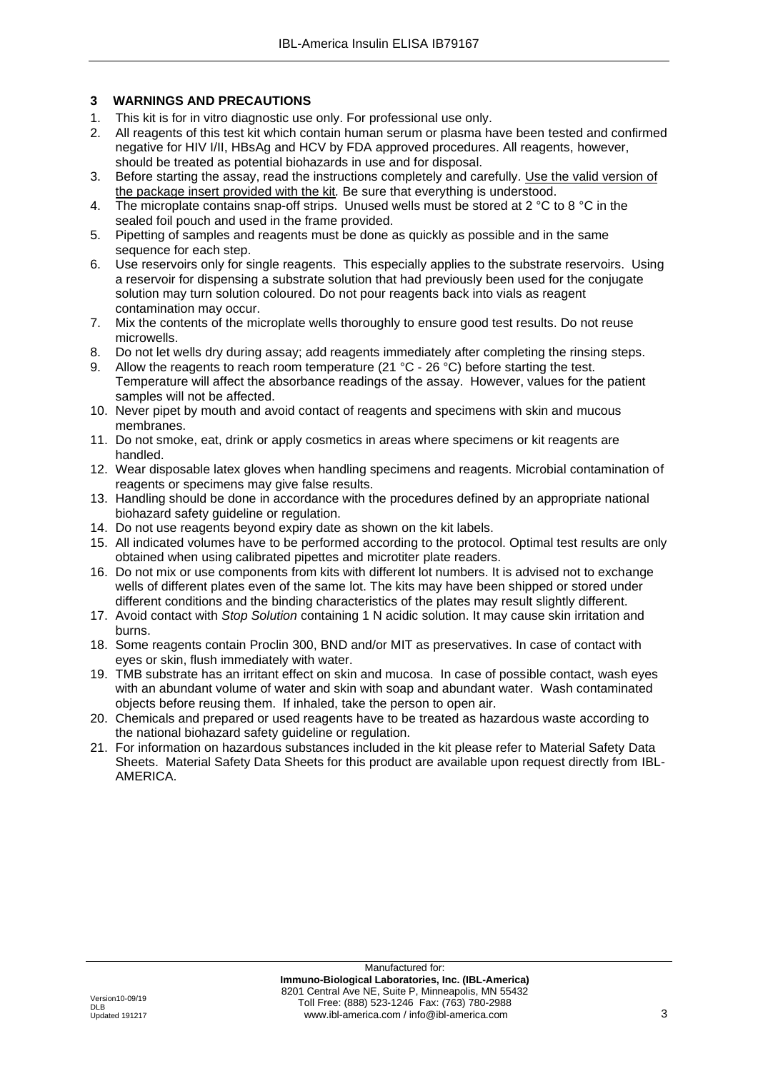## 3 WARNINGS AND PRECAUTIONS

1. This kit is for in vitro diagnostic use only. For professional use only.
2. All reagents of this test kit which contain human serum or plasma have been tested and confirmed negative for HIV I/II, HBsAg and HCV by FDA approved procedures. All reagents, however, should be treated as potential biohazards in use and for disposal.
3. Before starting the assay, read the instructions completely and carefully. Use the valid version of the package insert provided with the kit. Be sure that everything is understood.
4. The microplate contains snap-off strips. Unused wells must be stored at 2 °C to 8 °C in the sealed foil pouch and used in the frame provided.
5. Pipetting of samples and reagents must be done as quickly as possible and in the same sequence for each step.
6. Use reservoirs only for single reagents. This especially applies to the substrate reservoirs. Using a reservoir for dispensing a substrate solution that had previously been used for the conjugate solution may turn solution coloured. Do not pour reagents back into vials as reagent contamination may occur.
7. Mix the contents of the microplate wells thoroughly to ensure good test results. Do not reuse microwells.
8. Do not let wells dry during assay; add reagents immediately after completing the rinsing steps.
9. Allow the reagents to reach room temperature (21 °C - 26 °C) before starting the test. Temperature will affect the absorbance readings of the assay. However, values for the patient samples will not be affected.
10. Never pipet by mouth and avoid contact of reagents and specimens with skin and mucous membranes.
11. Do not smoke, eat, drink or apply cosmetics in areas where specimens or kit reagents are handled.
12. Wear disposable latex gloves when handling specimens and reagents. Microbial contamination of reagents or specimens may give false results.
13. Handling should be done in accordance with the procedures defined by an appropriate national biohazard safety guideline or regulation.
14. Do not use reagents beyond expiry date as shown on the kit labels.
15. All indicated volumes have to be performed according to the protocol. Optimal test results are only obtained when using calibrated pipettes and microtiter plate readers.
16. Do not mix or use components from kits with different lot numbers. It is advised not to exchange wells of different plates even of the same lot. The kits may have been shipped or stored under different conditions and the binding characteristics of the plates may result slightly different.
17. Avoid contact with *Stop Solution* containing 1 N acidic solution. It may cause skin irritation and burns.
18. Some reagents contain Proclin 300, BND and/or MIT as preservatives. In case of contact with eyes or skin, flush immediately with water.
19. TMB substrate has an irritant effect on skin and mucosa. In case of possible contact, wash eyes with an abundant volume of water and skin with soap and abundant water. Wash contaminated objects before reusing them. If inhaled, take the person to open air.
20. Chemicals and prepared or used reagents have to be treated as hazardous waste according to the national biohazard safety guideline or regulation.
21. For information on hazardous substances included in the kit please refer to Material Safety Data Sheets. Material Safety Data Sheets for this product are available upon request directly from IBL-AMERICA.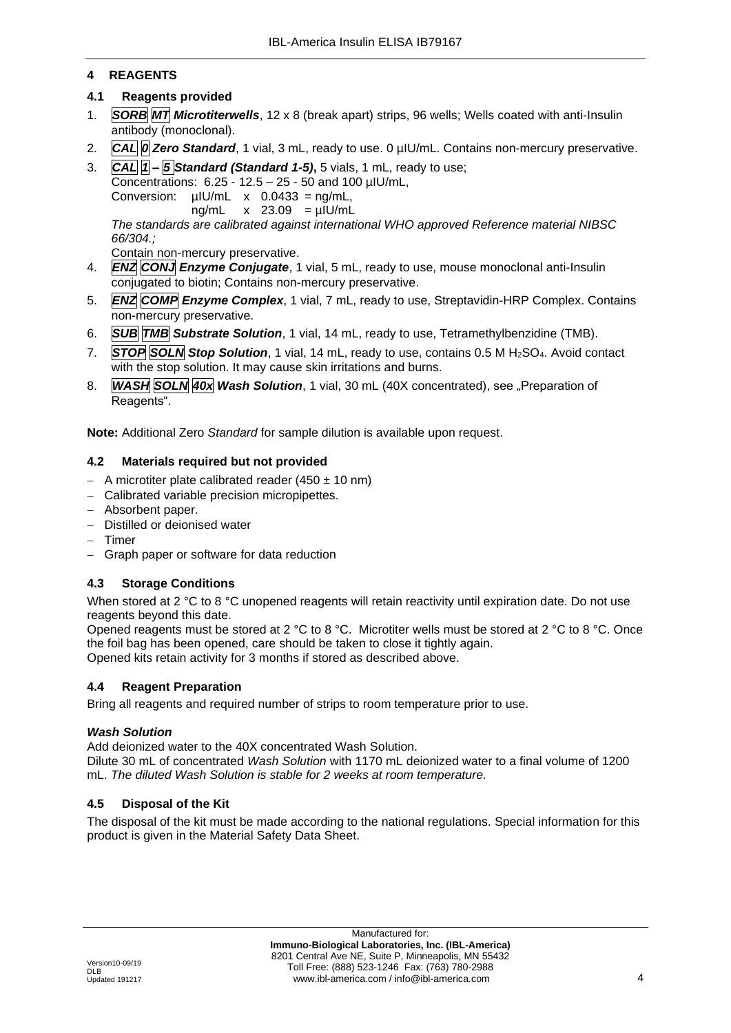## 4 REAGENTS

### 4.1 Reagents provided

1. ***SORB MT Microtiterwells***, 12 x 8 (break apart) strips, 96 wells; Wells coated with anti-Insulin antibody (monoclonal).
2. ***CAL 0 Zero Standard***, 1 vial, 3 mL, ready to use. 0 µIU/mL. Contains non-mercury preservative.
3. ***CAL 1 – 5 Standard (Standard 1-5)***, 5 vials, 1 mL, ready to use;
   Concentrations: 6.25 - 12.5 – 25 - 50 and 100 µIU/mL,
   Conversion: µIU/mL x 0.0433 = ng/mL,
   ng/mL x 23.09 = µIU/mL
   *The standards are calibrated against international WHO approved Reference material NIBSC 66/304.;*
   Contain non-mercury preservative.
4. ***ENZ CONJ Enzyme Conjugate***, 1 vial, 5 mL, ready to use, mouse monoclonal anti-Insulin conjugated to biotin; Contains non-mercury preservative.
5. ***ENZ COMP Enzyme Complex***, 1 vial, 7 mL, ready to use, Streptavidin-HRP Complex. Contains non-mercury preservative.
6. ***SUB TMB Substrate Solution***, 1 vial, 14 mL, ready to use, Tetramethylbenzidine (TMB).
7. ***STOP SOLN Stop Solution***, 1 vial, 14 mL, ready to use, contains 0.5 M $H_2SO_4$. Avoid contact with the stop solution. It may cause skin irritations and burns.
8. ***WASH SOLN 40x Wash Solution***, 1 vial, 30 mL (40X concentrated), see „Preparation of Reagents".

**Note:** Additional Zero *Standard* for sample dilution is available upon request.

### 4.2 Materials required but not provided

- A microtiter plate calibrated reader (450 ± 10 nm)
- Calibrated variable precision micropipettes.
- Absorbent paper.
- Distilled or deionised water
- Timer
- Graph paper or software for data reduction

### 4.3 Storage Conditions

When stored at 2 °C to 8 °C unopened reagents will retain reactivity until expiration date. Do not use reagents beyond this date.
Opened reagents must be stored at 2 °C to 8 °C. Microtiter wells must be stored at 2 °C to 8 °C. Once the foil bag has been opened, care should be taken to close it tightly again.
Opened kits retain activity for 3 months if stored as described above.

### 4.4 Reagent Preparation

Bring all reagents and required number of strips to room temperature prior to use.

***Wash Solution***

Add deionized water to the 40X concentrated Wash Solution.
Dilute 30 mL of concentrated *Wash Solution* with 1170 mL deionized water to a final volume of 1200 mL. *The diluted Wash Solution is stable for 2 weeks at room temperature.*

### 4.5 Disposal of the Kit

The disposal of the kit must be made according to the national regulations. Special information for this product is given in the Material Safety Data Sheet.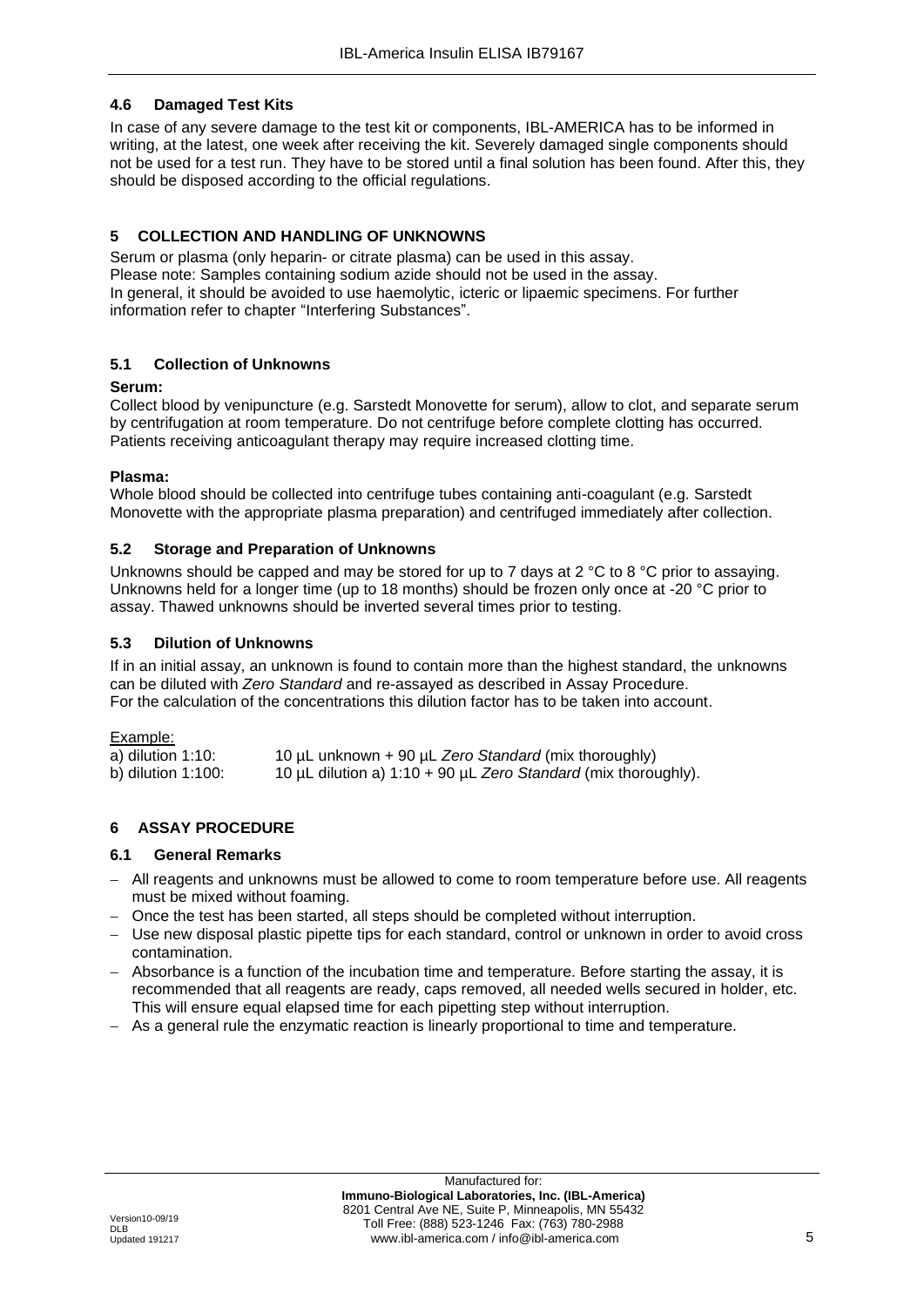### 4.6 Damaged Test Kits

In case of any severe damage to the test kit or components, IBL-AMERICA has to be informed in writing, at the latest, one week after receiving the kit. Severely damaged single components should not be used for a test run. They have to be stored until a final solution has been found. After this, they should be disposed according to the official regulations.

## 5 COLLECTION AND HANDLING OF UNKNOWNS

Serum or plasma (only heparin- or citrate plasma) can be used in this assay.
Please note: Samples containing sodium azide should not be used in the assay.
In general, it should be avoided to use haemolytic, icteric or lipaemic specimens. For further information refer to chapter "Interfering Substances".

### 5.1 Collection of Unknowns

**Serum:**

Collect blood by venipuncture (e.g. Sarstedt Monovette for serum), allow to clot, and separate serum by centrifugation at room temperature. Do not centrifuge before complete clotting has occurred. Patients receiving anticoagulant therapy may require increased clotting time.

**Plasma:**

Whole blood should be collected into centrifuge tubes containing anti-coagulant (e.g. Sarstedt Monovette with the appropriate plasma preparation) and centrifuged immediately after collection.

### 5.2 Storage and Preparation of Unknowns

Unknowns should be capped and may be stored for up to 7 days at 2 °C to 8 °C prior to assaying. Unknowns held for a longer time (up to 18 months) should be frozen only once at -20 °C prior to assay. Thawed unknowns should be inverted several times prior to testing.

### 5.3 Dilution of Unknowns

If in an initial assay, an unknown is found to contain more than the highest standard, the unknowns can be diluted with *Zero Standard* and re-assayed as described in Assay Procedure.
For the calculation of the concentrations this dilution factor has to be taken into account.

Example:

a) dilution 1:10: 10 µL unknown + 90 µL *Zero Standard* (mix thoroughly)
b) dilution 1:100: 10 µL dilution a) 1:10 + 90 µL *Zero Standard* (mix thoroughly).

## 6 ASSAY PROCEDURE

### 6.1 General Remarks

- All reagents and unknowns must be allowed to come to room temperature before use. All reagents must be mixed without foaming.
- Once the test has been started, all steps should be completed without interruption.
- Use new disposal plastic pipette tips for each standard, control or unknown in order to avoid cross contamination.
- Absorbance is a function of the incubation time and temperature. Before starting the assay, it is recommended that all reagents are ready, caps removed, all needed wells secured in holder, etc. This will ensure equal elapsed time for each pipetting step without interruption.
- As a general rule the enzymatic reaction is linearly proportional to time and temperature.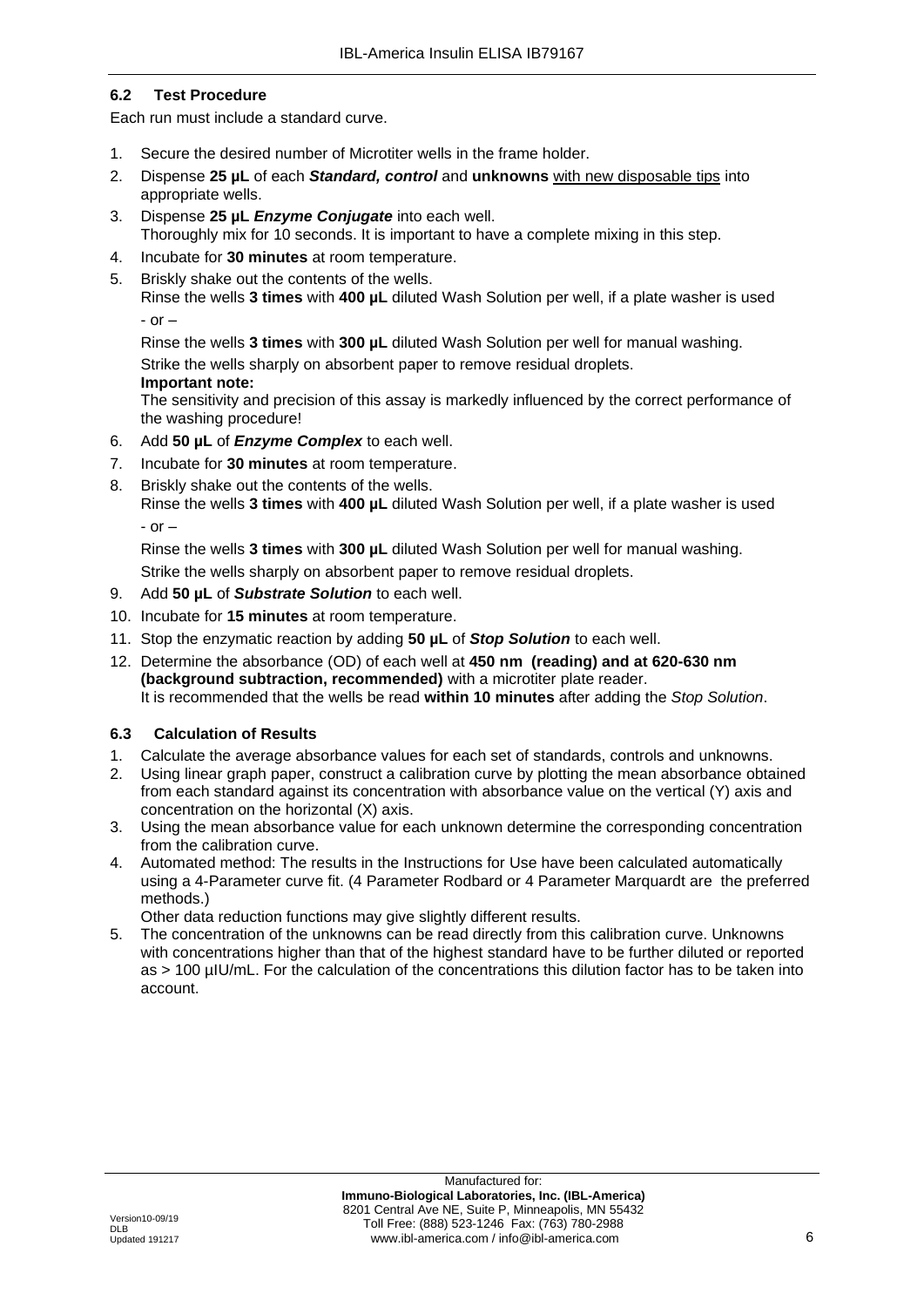### 6.2 Test Procedure

Each run must include a standard curve.

1. Secure the desired number of Microtiter wells in the frame holder.
2. Dispense **25 µL** of each ***Standard, control*** and **unknowns** with new disposable tips into appropriate wells.
3. Dispense **25 µL *Enzyme Conjugate*** into each well.
   Thoroughly mix for 10 seconds. It is important to have a complete mixing in this step.
4. Incubate for **30 minutes** at room temperature.
5. Briskly shake out the contents of the wells.
   Rinse the wells **3 times** with **400 µL** diluted Wash Solution per well, if a plate washer is used
   - or –
   
   Rinse the wells **3 times** with **300 µL** diluted Wash Solution per well for manual washing.
   Strike the wells sharply on absorbent paper to remove residual droplets.
   **Important note:**
   The sensitivity and precision of this assay is markedly influenced by the correct performance of the washing procedure!
6. Add **50 µL** of ***Enzyme Complex*** to each well.
7. Incubate for **30 minutes** at room temperature.
8. Briskly shake out the contents of the wells.
   Rinse the wells **3 times** with **400 µL** diluted Wash Solution per well, if a plate washer is used
   - or –
   
   Rinse the wells **3 times** with **300 µL** diluted Wash Solution per well for manual washing.
   Strike the wells sharply on absorbent paper to remove residual droplets.
9. Add **50 µL** of ***Substrate Solution*** to each well.
10. Incubate for **15 minutes** at room temperature.
11. Stop the enzymatic reaction by adding **50 µL** of ***Stop Solution*** to each well.
12. Determine the absorbance (OD) of each well at **450 nm (reading) and at 620-630 nm (background subtraction, recommended)** with a microtiter plate reader.
    It is recommended that the wells be read **within 10 minutes** after adding the *Stop Solution*.

### 6.3 Calculation of Results

1. Calculate the average absorbance values for each set of standards, controls and unknowns.
2. Using linear graph paper, construct a calibration curve by plotting the mean absorbance obtained from each standard against its concentration with absorbance value on the vertical (Y) axis and concentration on the horizontal (X) axis.
3. Using the mean absorbance value for each unknown determine the corresponding concentration from the calibration curve.
4. Automated method: The results in the Instructions for Use have been calculated automatically using a 4-Parameter curve fit. (4 Parameter Rodbard or 4 Parameter Marquardt are the preferred methods.)
   Other data reduction functions may give slightly different results.
5. The concentration of the unknowns can be read directly from this calibration curve. Unknowns with concentrations higher than that of the highest standard have to be further diluted or reported as > 100 µIU/mL. For the calculation of the concentrations this dilution factor has to be taken into account.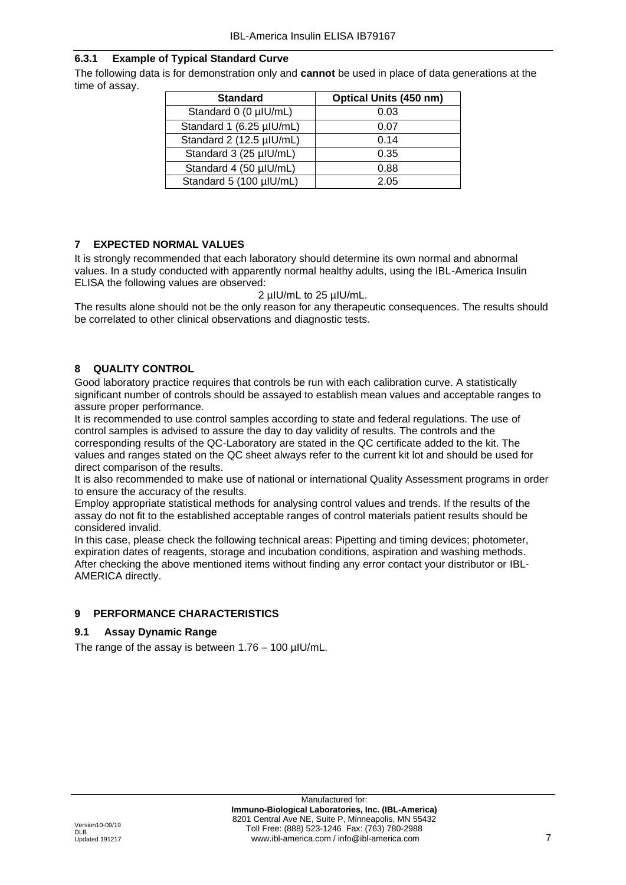### 6.3.1 Example of Typical Standard Curve

The following data is for demonstration only and **cannot** be used in place of data generations at the time of assay.

| Standard | Optical Units (450 nm) |
|---|---|
| Standard 0 (0 µIU/mL) | 0.03 |
| Standard 1 (6.25 µIU/mL) | 0.07 |
| Standard 2 (12.5 µIU/mL) | 0.14 |
| Standard 3 (25 µIU/mL) | 0.35 |
| Standard 4 (50 µIU/mL) | 0.88 |
| Standard 5 (100 µIU/mL) | 2.05 |

## 7 EXPECTED NORMAL VALUES

It is strongly recommended that each laboratory should determine its own normal and abnormal values. In a study conducted with apparently normal healthy adults, using the IBL-America Insulin ELISA the following values are observed:

2 µIU/mL to 25 µIU/mL.

The results alone should not be the only reason for any therapeutic consequences. The results should be correlated to other clinical observations and diagnostic tests.

## 8 QUALITY CONTROL

Good laboratory practice requires that controls be run with each calibration curve. A statistically significant number of controls should be assayed to establish mean values and acceptable ranges to assure proper performance.

It is recommended to use control samples according to state and federal regulations. The use of control samples is advised to assure the day to day validity of results. The controls and the corresponding results of the QC-Laboratory are stated in the QC certificate added to the kit. The values and ranges stated on the QC sheet always refer to the current kit lot and should be used for direct comparison of the results.

It is also recommended to make use of national or international Quality Assessment programs in order to ensure the accuracy of the results.

Employ appropriate statistical methods for analysing control values and trends. If the results of the assay do not fit to the established acceptable ranges of control materials patient results should be considered invalid.

In this case, please check the following technical areas: Pipetting and timing devices; photometer, expiration dates of reagents, storage and incubation conditions, aspiration and washing methods. After checking the above mentioned items without finding any error contact your distributor or IBL-AMERICA directly.

## 9 PERFORMANCE CHARACTERISTICS

### 9.1 Assay Dynamic Range

The range of the assay is between 1.76 – 100 µIU/mL.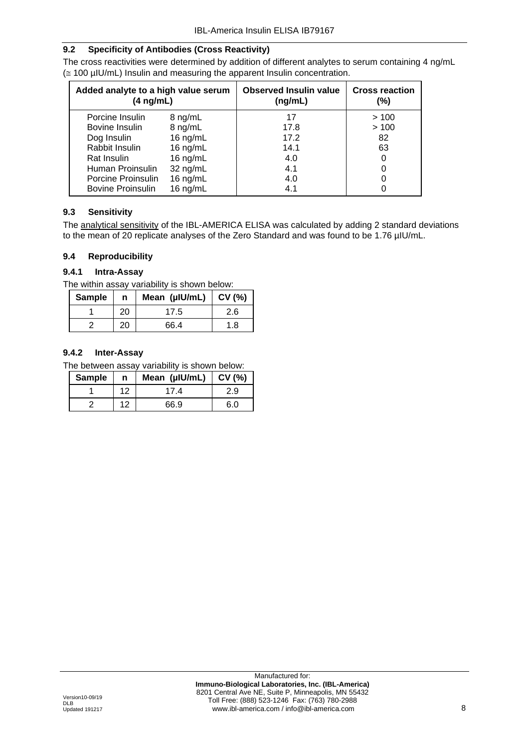## 9.2 Specificity of Antibodies (Cross Reactivity)

The cross reactivities were determined by addition of different analytes to serum containing 4 ng/mL (≅ 100 µIU/mL) Insulin and measuring the apparent Insulin concentration.

| Added analyte to a high value serum (4 ng/mL) | | Observed Insulin value (ng/mL) | Cross reaction (%) |
|---|---|---|---|
| Porcine Insulin | 8 ng/mL | 17 | > 100 |
| Bovine Insulin | 8 ng/mL | 17.8 | > 100 |
| Dog Insulin | 16 ng/mL | 17.2 | 82 |
| Rabbit Insulin | 16 ng/mL | 14.1 | 63 |
| Rat Insulin | 16 ng/mL | 4.0 | 0 |
| Human Proinsulin | 32 ng/mL | 4.1 | 0 |
| Porcine Proinsulin | 16 ng/mL | 4.0 | 0 |
| Bovine Proinsulin | 16 ng/mL | 4.1 | 0 |

## 9.3 Sensitivity

The analytical sensitivity of the IBL-AMERICA ELISA was calculated by adding 2 standard deviations to the mean of 20 replicate analyses of the Zero Standard and was found to be 1.76 µIU/mL.

## 9.4 Reproducibility

### 9.4.1 Intra-Assay

The within assay variability is shown below:

| Sample | n | Mean (µIU/mL) | CV (%) |
|---|---|---|---|
| 1 | 20 | 17.5 | 2.6 |
| 2 | 20 | 66.4 | 1.8 |

### 9.4.2 Inter-Assay

The between assay variability is shown below:

| Sample | n | Mean (µIU/mL) | CV (%) |
|---|---|---|---|
| 1 | 12 | 17.4 | 2.9 |
| 2 | 12 | 66.9 | 6.0 |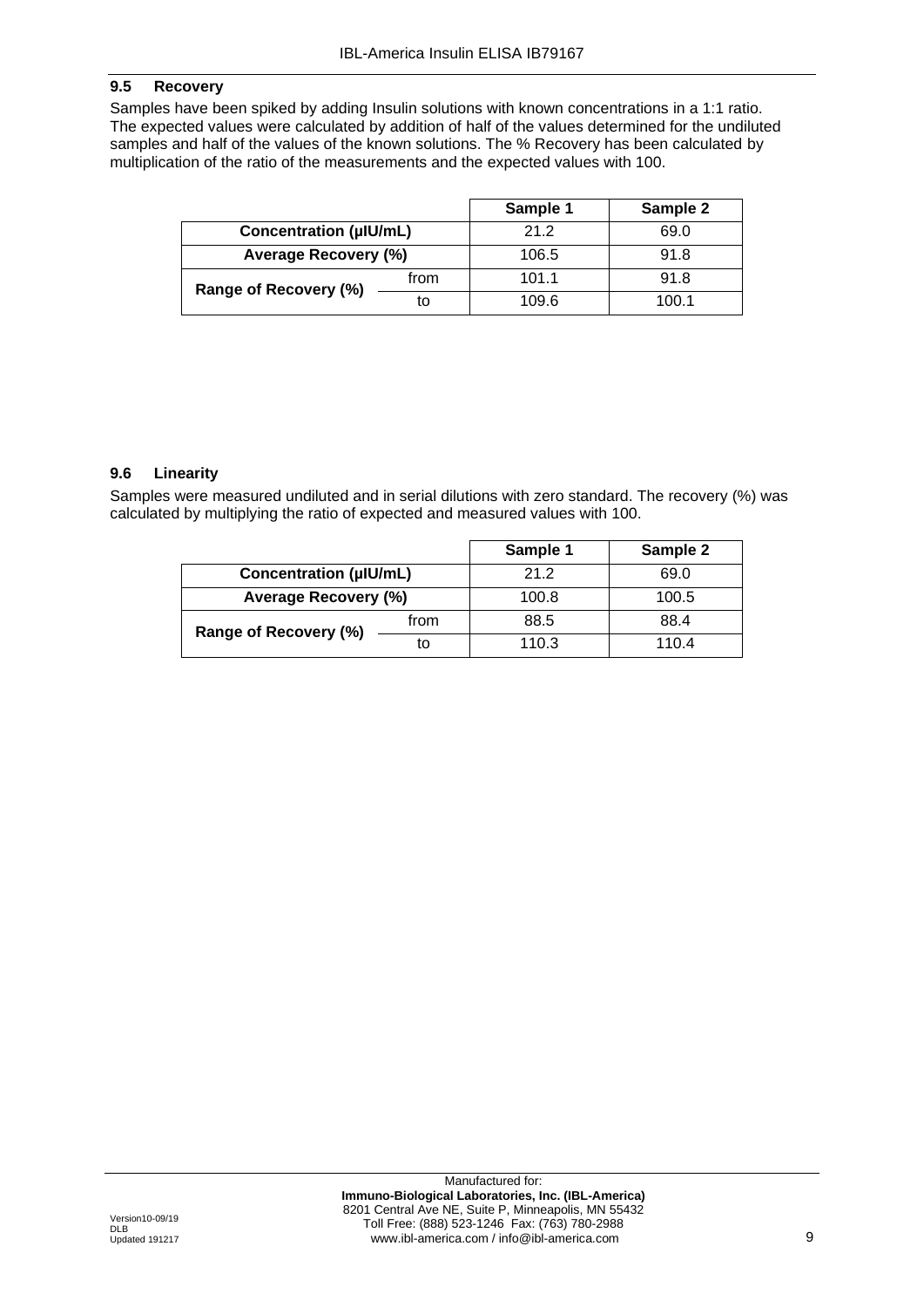### 9.5 Recovery

Samples have been spiked by adding Insulin solutions with known concentrations in a 1:1 ratio. The expected values were calculated by addition of half of the values determined for the undiluted samples and half of the values of the known solutions. The % Recovery has been calculated by multiplication of the ratio of the measurements and the expected values with 100.

| | | Sample 1 | Sample 2 |
|---|---|---|---|
| **Concentration (µIU/mL)** | | 21.2 | 69.0 |
| **Average Recovery (%)** | | 106.5 | 91.8 |
| **Range of Recovery (%)** | from | 101.1 | 91.8 |
| | to | 109.6 | 100.1 |

### 9.6 Linearity

Samples were measured undiluted and in serial dilutions with zero standard. The recovery (%) was calculated by multiplying the ratio of expected and measured values with 100.

| | | Sample 1 | Sample 2 |
|---|---|---|---|
| **Concentration (µIU/mL)** | | 21.2 | 69.0 |
| **Average Recovery (%)** | | 100.8 | 100.5 |
| **Range of Recovery (%)** | from | 88.5 | 88.4 |
| | to | 110.3 | 110.4 |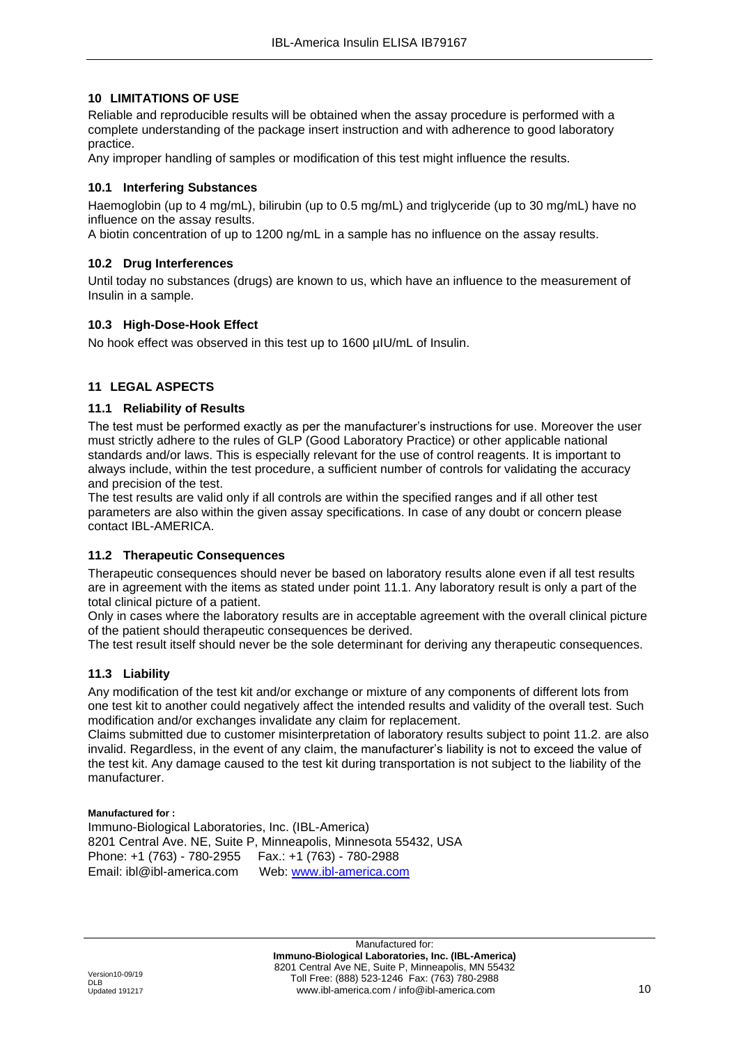## 10 LIMITATIONS OF USE

Reliable and reproducible results will be obtained when the assay procedure is performed with a complete understanding of the package insert instruction and with adherence to good laboratory practice.

Any improper handling of samples or modification of this test might influence the results.

### 10.1 Interfering Substances

Haemoglobin (up to 4 mg/mL), bilirubin (up to 0.5 mg/mL) and triglyceride (up to 30 mg/mL) have no influence on the assay results.

A biotin concentration of up to 1200 ng/mL in a sample has no influence on the assay results.

### 10.2 Drug Interferences

Until today no substances (drugs) are known to us, which have an influence to the measurement of Insulin in a sample.

### 10.3 High-Dose-Hook Effect

No hook effect was observed in this test up to 1600 µIU/mL of Insulin.

## 11 LEGAL ASPECTS

### 11.1 Reliability of Results

The test must be performed exactly as per the manufacturer's instructions for use. Moreover the user must strictly adhere to the rules of GLP (Good Laboratory Practice) or other applicable national standards and/or laws. This is especially relevant for the use of control reagents. It is important to always include, within the test procedure, a sufficient number of controls for validating the accuracy and precision of the test.

The test results are valid only if all controls are within the specified ranges and if all other test parameters are also within the given assay specifications. In case of any doubt or concern please contact IBL-AMERICA.

### 11.2 Therapeutic Consequences

Therapeutic consequences should never be based on laboratory results alone even if all test results are in agreement with the items as stated under point 11.1. Any laboratory result is only a part of the total clinical picture of a patient.

Only in cases where the laboratory results are in acceptable agreement with the overall clinical picture of the patient should therapeutic consequences be derived.

The test result itself should never be the sole determinant for deriving any therapeutic consequences.

### 11.3 Liability

Any modification of the test kit and/or exchange or mixture of any components of different lots from one test kit to another could negatively affect the intended results and validity of the overall test. Such modification and/or exchanges invalidate any claim for replacement.

Claims submitted due to customer misinterpretation of laboratory results subject to point 11.2. are also invalid. Regardless, in the event of any claim, the manufacturer's liability is not to exceed the value of the test kit. Any damage caused to the test kit during transportation is not subject to the liability of the manufacturer.

**Manufactured for :**

Immuno-Biological Laboratories, Inc. (IBL-America)
8201 Central Ave. NE, Suite P, Minneapolis, Minnesota 55432, USA
Phone: +1 (763) - 780-2955 Fax.: +1 (763) - 780-2988
Email: ibl@ibl-america.com Web: [www.ibl-america.com](http://www.ibl-america.com)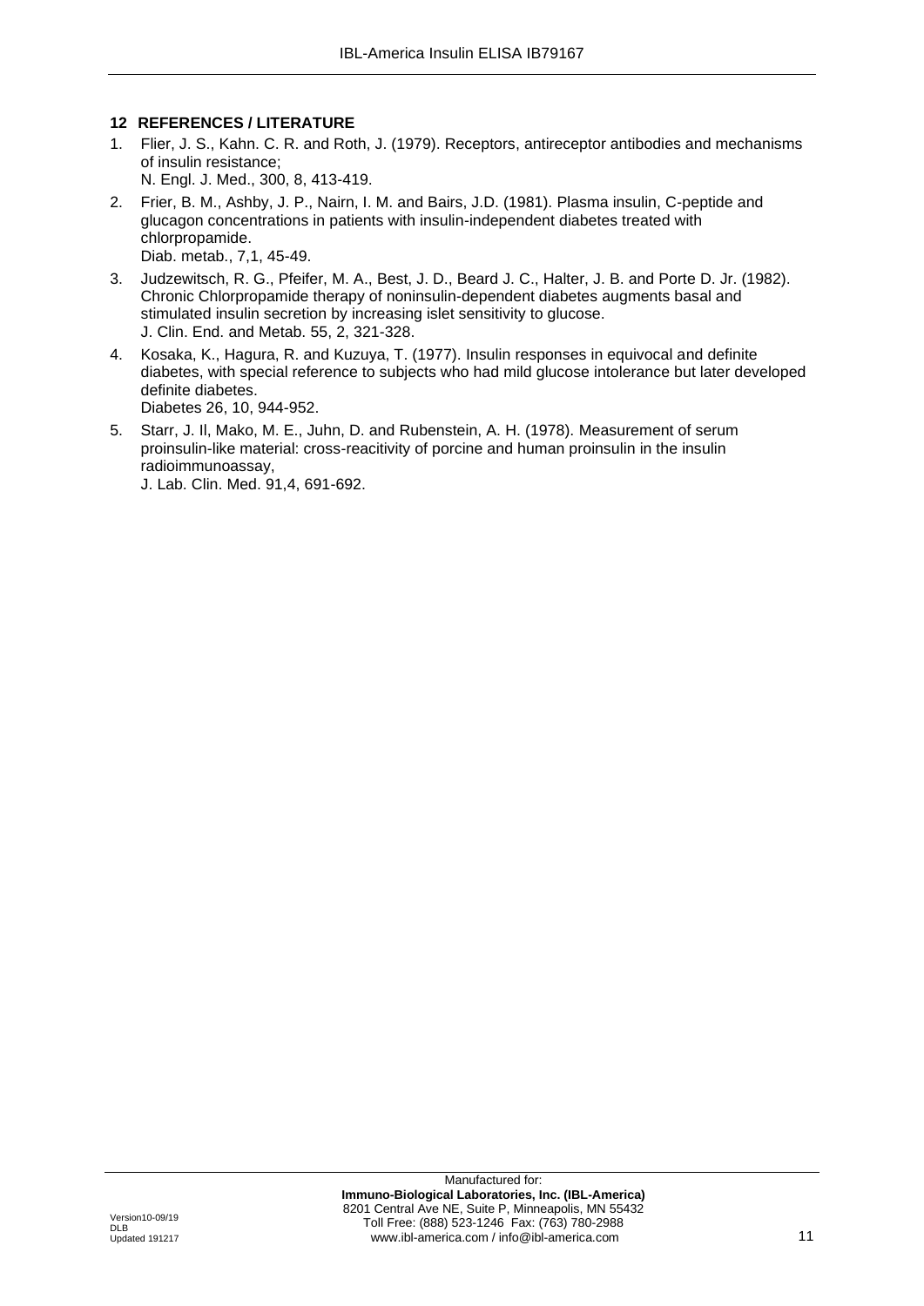## 12 REFERENCES / LITERATURE

1. Flier, J. S., Kahn. C. R. and Roth, J. (1979). Receptors, antireceptor antibodies and mechanisms of insulin resistance;
   N. Engl. J. Med., 300, 8, 413-419.
2. Frier, B. M., Ashby, J. P., Nairn, I. M. and Bairs, J.D. (1981). Plasma insulin, C-peptide and glucagon concentrations in patients with insulin-independent diabetes treated with chlorpropamide.
   Diab. metab., 7,1, 45-49.
3. Judzewitsch, R. G., Pfeifer, M. A., Best, J. D., Beard J. C., Halter, J. B. and Porte D. Jr. (1982). Chronic Chlorpropamide therapy of noninsulin-dependent diabetes augments basal and stimulated insulin secretion by increasing islet sensitivity to glucose.
   J. Clin. End. and Metab. 55, 2, 321-328.
4. Kosaka, K., Hagura, R. and Kuzuya, T. (1977). Insulin responses in equivocal and definite diabetes, with special reference to subjects who had mild glucose intolerance but later developed definite diabetes.
   Diabetes 26, 10, 944-952.
5. Starr, J. Il, Mako, M. E., Juhn, D. and Rubenstein, A. H. (1978). Measurement of serum proinsulin-like material: cross-reacitivity of porcine and human proinsulin in the insulin radioimmunoassay,
   J. Lab. Clin. Med. 91,4, 691-692.

Manufactured for:
**Immuno-Biological Laboratories, Inc. (IBL-America)**
8201 Central Ave NE, Suite P, Minneapolis, MN 55432
Toll Free: (888) 523-1246 Fax: (763) 780-2988
www.ibl-america.com / info@ibl-america.com

Version10-09/19
DLB
Updated 191217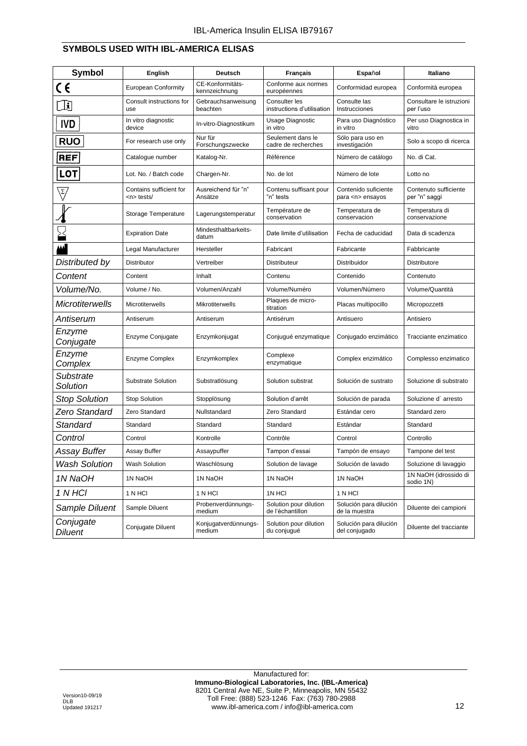## SYMBOLS USED WITH IBL-AMERICA ELISAS

| Symbol | English | Deutsch | Français | Español | Italiano |
|---|---|---|---|---|---|
| CE | European Conformity | CE-Konformitäts-kennzeichnung | Conforme aux normes européennes | Conformidad europea | Conformità europea |
| i | Consult instructions for use | Gebrauchsanweisung beachten | Consulter les instructions d'utilisation | Consulte las Instrucciones | Consultare le istruzioni per l'uso |
| IVD | In vitro diagnostic device | In-vitro-Diagnostikum | Usage Diagnostic in vitro | Para uso Diagnóstico in vitro | Per uso Diagnostica in vitro |
| RUO | For research use only | Nur für Forschungszwecke | Seulement dans le cadre de recherches | Sólo para uso en investigación | Solo a scopo di ricerca |
| REF | Catalogue number | Katalog-Nr. | Référence | Número de catálogo | No. di Cat. |
| LOT | Lot. No. / Batch code | Chargen-Nr. | No. de lot | Número de lote | Lotto no |
| Σ | Contains sufficient for <n> tests/ | Ausreichend für "n" Ansätze | Contenu suffisant pour "n" tests | Contenido suficiente para <n> ensayos | Contenuto sufficiente per "n" saggi |
| | Storage Temperature | Lagerungstemperatur | Température de conservation | Temperatura de conservacion | Temperatura di conservazione |
| | Expiration Date | Mindesthaltbarkeits-datum | Date limite d'utilisation | Fecha de caducidad | Data di scadenza |
| | Legal Manufacturer | Hersteller | Fabricant | Fabricante | Fabbricante |
| *Distributed by* | Distributor | Vertreiber | Distributeur | Distribuidor | Distributore |
| *Content* | Content | Inhalt | Contenu | Contenido | Contenuto |
| *Volume/No.* | Volume / No. | Volumen/Anzahl | Volume/Numéro | Volumen/Número | Volume/Quantità |
| *Microtiterwells* | Microtiterwells | Mikrotiterwells | Plaques de micro-titration | Placas multipocillo | Micropozzetti |
| *Antiserum* | Antiserum | Antiserum | Antisérum | Antisuero | Antisiero |
| *Enzyme Conjugate* | Enzyme Conjugate | Enzymkonjugat | Conjugué enzymatique | Conjugado enzimático | Tracciante enzimatico |
| *Enzyme Complex* | Enzyme Complex | Enzymkomplex | Complexe enzymatique | Complex enzimático | Complesso enzimatico |
| *Substrate Solution* | Substrate Solution | Substratlösung | Solution substrat | Solución de sustrato | Soluzione di substrato |
| *Stop Solution* | Stop Solution | Stopplösung | Solution d'arrêt | Solución de parada | Soluzione d´ arresto |
| *Zero Standard* | Zero Standard | Nullstandard | Zero Standard | Estándar cero | Standard zero |
| *Standard* | Standard | Standard | Standard | Estándar | Standard |
| *Control* | Control | Kontrolle | Contrôle | Control | Controllo |
| *Assay Buffer* | Assay Buffer | Assaypuffer | Tampon d'essai | Tampón de ensayo | Tampone del test |
| *Wash Solution* | Wash Solution | Waschlösung | Solution de lavage | Solución de lavado | Soluzione di lavaggio |
| *1N NaOH* | 1N NaOH | 1N NaOH | 1N NaOH | 1N NaOH | 1N NaOH (idrossido di sodio 1N) |
| *1 N HCl* | 1 N HCl | 1 N HCl | 1N HCl | 1 N HCl | |
| *Sample Diluent* | Sample Diluent | Probenverdünnungs-medium | Solution pour dilution de l'échantillon | Solución para dilución de la muestra | Diluente dei campioni |
| *Conjugate Diluent* | Conjugate Diluent | Konjugatverdünnungs-medium | Solution pour dilution du conjugué | Solución para dilución del conjugado | Diluente del tracciante |

Version10-09/19
DLB
Updated 191217

Manufactured for:
**Immuno-Biological Laboratories, Inc. (IBL-America)**
8201 Central Ave NE, Suite P, Minneapolis, MN 55432
Toll Free: (888) 523-1246 Fax: (763) 780-2988
www.ibl-america.com / info@ibl-america.com